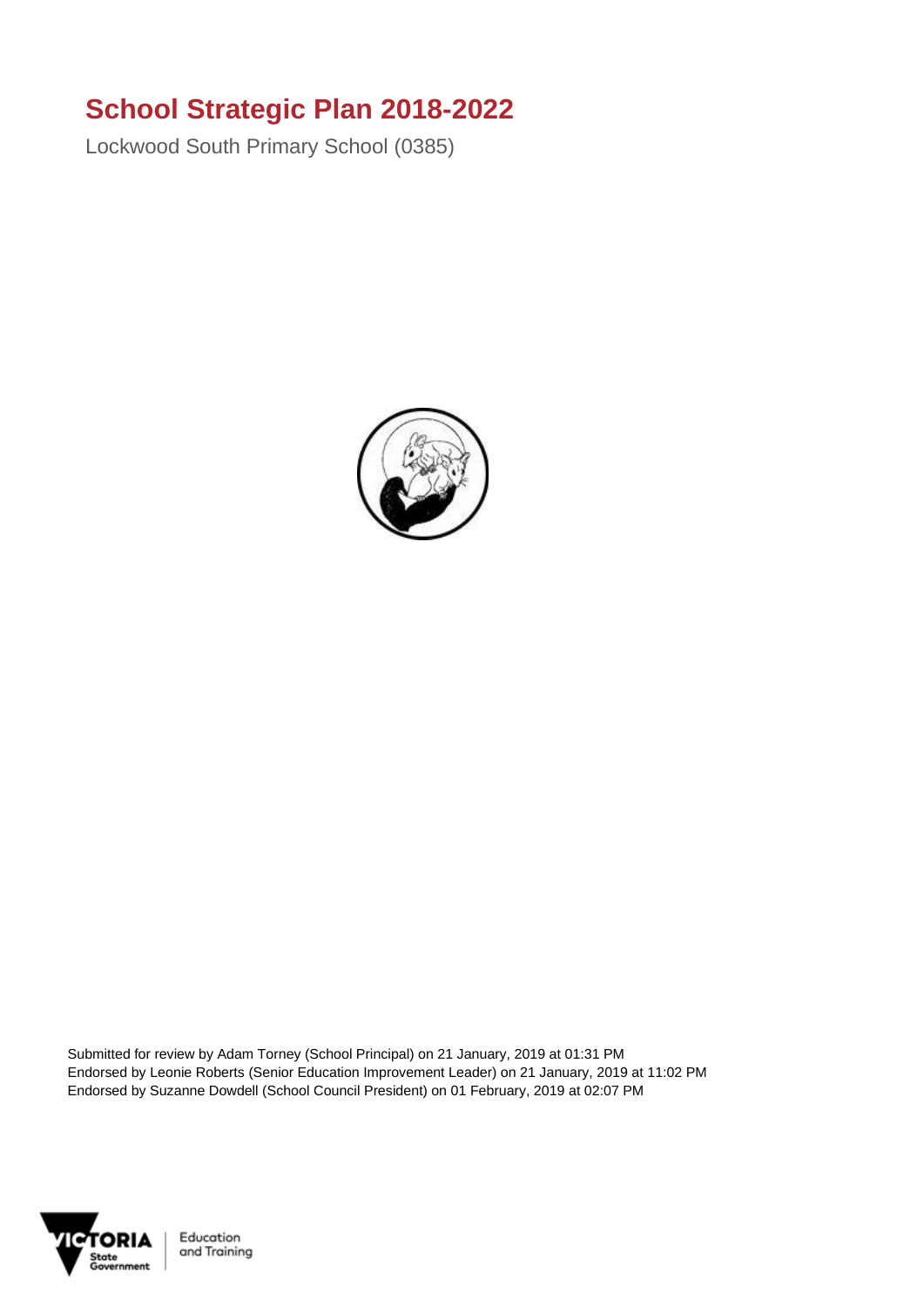# School Strategic Plan 2018-2022

Lockwood South Primary School (0385)

Submitted for review by Adam Torney (School Principal) on 21 January, 2019 at 01:31 PM
Endorsed by Leonie Roberts (Senior Education Improvement Leader) on 21 January, 2019 at 11:02 PM
Endorsed by Suzanne Dowdell (School Council President) on 01 February, 2019 at 02:07 PM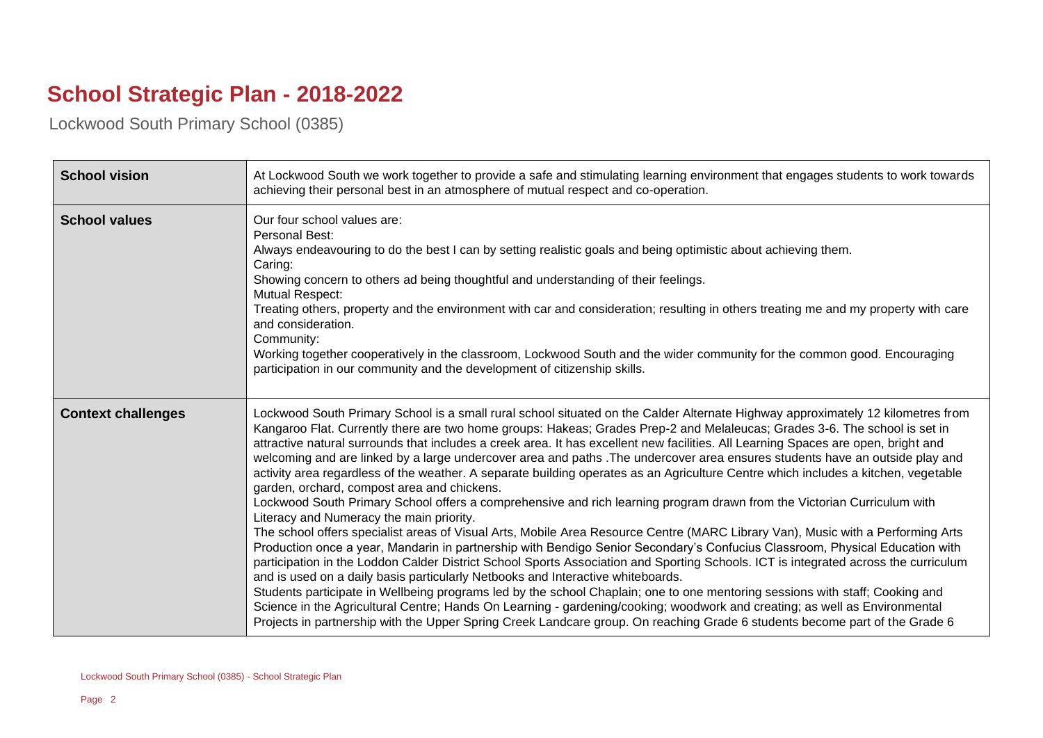# School Strategic Plan - 2018-2022

Lockwood South Primary School (0385)

| | |
|---|---|
| **School vision** | At Lockwood South we work together to provide a safe and stimulating learning environment that engages students to work towards achieving their personal best in an atmosphere of mutual respect and co-operation. |
| **School values** | Our four school values are:<br>Personal Best:<br>Always endeavouring to do the best I can by setting realistic goals and being optimistic about achieving them.<br>Caring:<br>Showing concern to others ad being thoughtful and understanding of their feelings.<br>Mutual Respect:<br>Treating others, property and the environment with car and consideration; resulting in others treating me and my property with care and consideration.<br>Community:<br>Working together cooperatively in the classroom, Lockwood South and the wider community for the common good. Encouraging participation in our community and the development of citizenship skills. |
| **Context challenges** | Lockwood South Primary School is a small rural school situated on the Calder Alternate Highway approximately 12 kilometres from Kangaroo Flat. Currently there are two home groups: Hakeas; Grades Prep-2 and Melaleucas; Grades 3-6. The school is set in attractive natural surrounds that includes a creek area. It has excellent new facilities. All Learning Spaces are open, bright and welcoming and are linked by a large undercover area and paths .The undercover area ensures students have an outside play and activity area regardless of the weather. A separate building operates as an Agriculture Centre which includes a kitchen, vegetable garden, orchard, compost area and chickens.<br>Lockwood South Primary School offers a comprehensive and rich learning program drawn from the Victorian Curriculum with Literacy and Numeracy the main priority.<br>The school offers specialist areas of Visual Arts, Mobile Area Resource Centre (MARC Library Van), Music with a Performing Arts Production once a year, Mandarin in partnership with Bendigo Senior Secondary's Confucius Classroom, Physical Education with participation in the Loddon Calder District School Sports Association and Sporting Schools. ICT is integrated across the curriculum and is used on a daily basis particularly Netbooks and Interactive whiteboards.<br>Students participate in Wellbeing programs led by the school Chaplain; one to one mentoring sessions with staff; Cooking and Science in the Agricultural Centre; Hands On Learning - gardening/cooking; woodwork and creating; as well as Environmental Projects in partnership with the Upper Spring Creek Landcare group. On reaching Grade 6 students become part of the Grade 6 |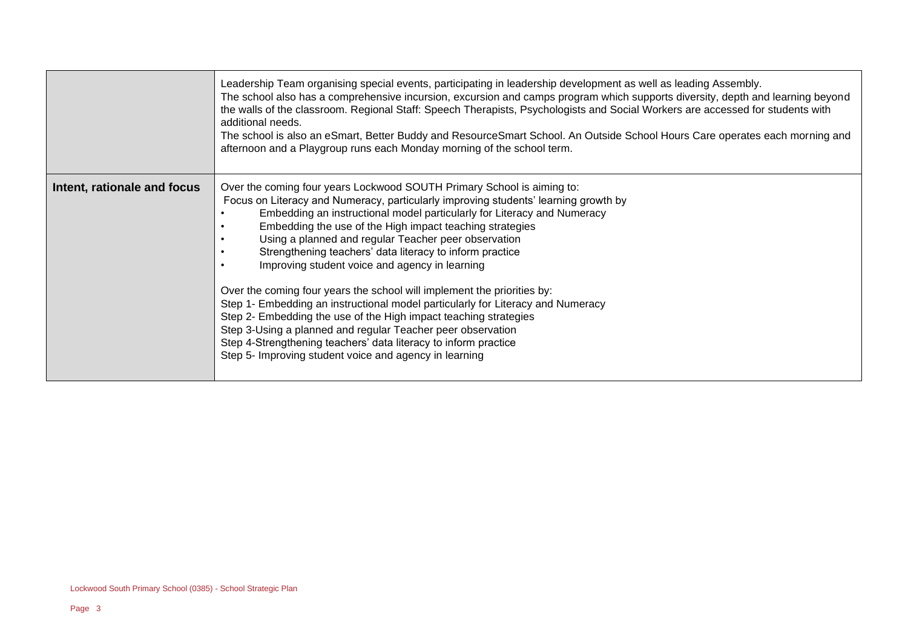| | |
|---|---|
| | Leadership Team organising special events, participating in leadership development as well as leading Assembly.<br>The school also has a comprehensive incursion, excursion and camps program which supports diversity, depth and learning beyond the walls of the classroom. Regional Staff: Speech Therapists, Psychologists and Social Workers are accessed for students with additional needs.<br>The school is also an eSmart, Better Buddy and ResourceSmart School. An Outside School Hours Care operates each morning and afternoon and a Playgroup runs each Monday morning of the school term. |
| **Intent, rationale and focus** | Over the coming four years Lockwood SOUTH Primary School is aiming to:<br>Focus on Literacy and Numeracy, particularly improving students' learning growth by<br>• Embedding an instructional model particularly for Literacy and Numeracy<br>• Embedding the use of the High impact teaching strategies<br>• Using a planned and regular Teacher peer observation<br>• Strengthening teachers' data literacy to inform practice<br>• Improving student voice and agency in learning<br><br>Over the coming four years the school will implement the priorities by:<br>Step 1- Embedding an instructional model particularly for Literacy and Numeracy<br>Step 2- Embedding the use of the High impact teaching strategies<br>Step 3-Using a planned and regular Teacher peer observation<br>Step 4-Strengthening teachers' data literacy to inform practice<br>Step 5- Improving student voice and agency in learning |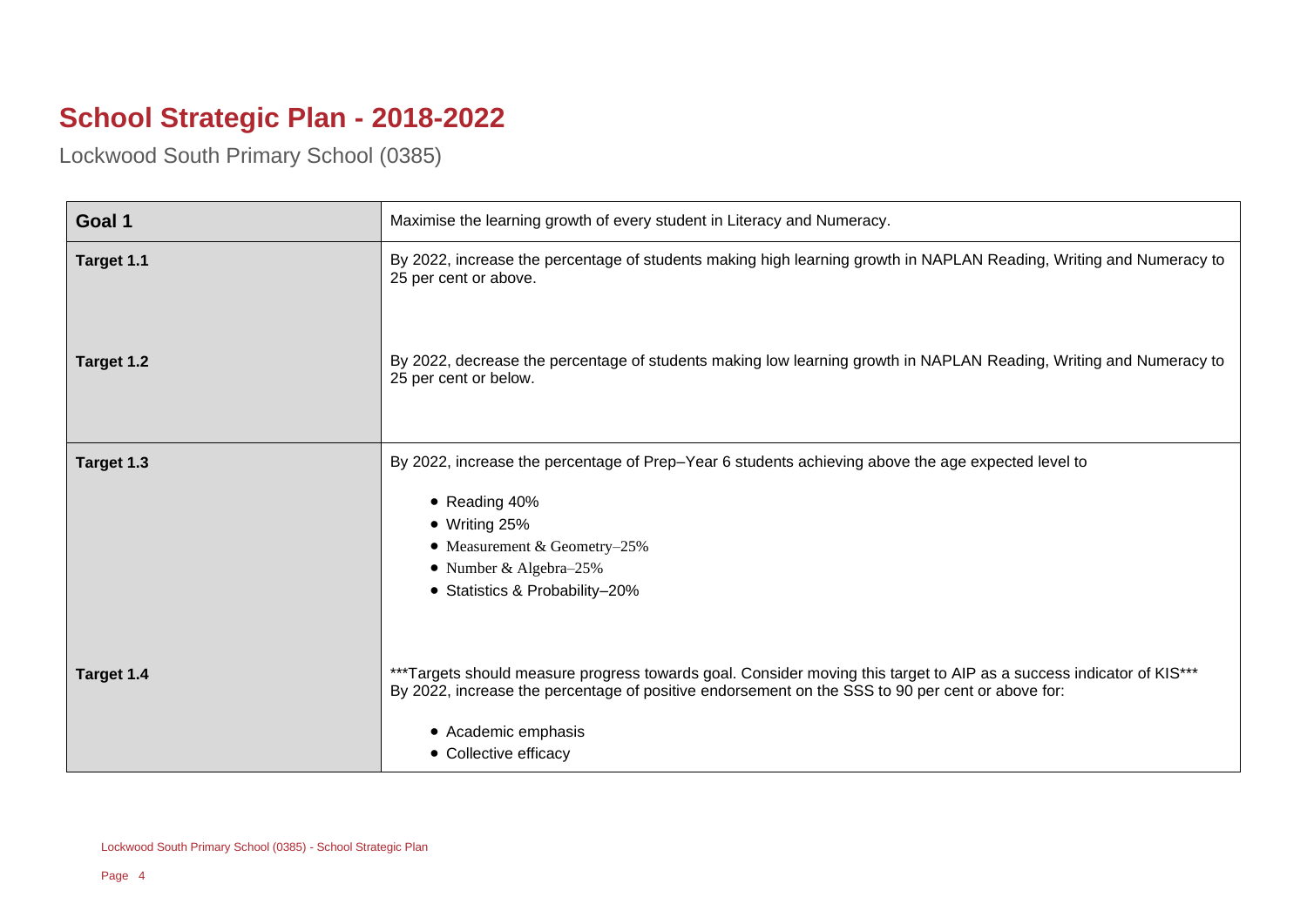# School Strategic Plan - 2018-2022

Lockwood South Primary School (0385)

| Goal 1 | Maximise the learning growth of every student in Literacy and Numeracy. |
| --- | --- |
| Target 1.1 | By 2022, increase the percentage of students making high learning growth in NAPLAN Reading, Writing and Numeracy to 25 per cent or above. |
| Target 1.2 | By 2022, decrease the percentage of students making low learning growth in NAPLAN Reading, Writing and Numeracy to 25 per cent or below. |
| Target 1.3 | By 2022, increase the percentage of Prep–Year 6 students achieving above the age expected level to<br>• Reading 40%<br>• Writing 25%<br>• Measurement & Geometry–25%<br>• Number & Algebra–25%<br>• Statistics & Probability–20% |
| Target 1.4 | ***Targets should measure progress towards goal. Consider moving this target to AIP as a success indicator of KIS***<br>By 2022, increase the percentage of positive endorsement on the SSS to 90 per cent or above for:<br>• Academic emphasis<br>• Collective efficacy |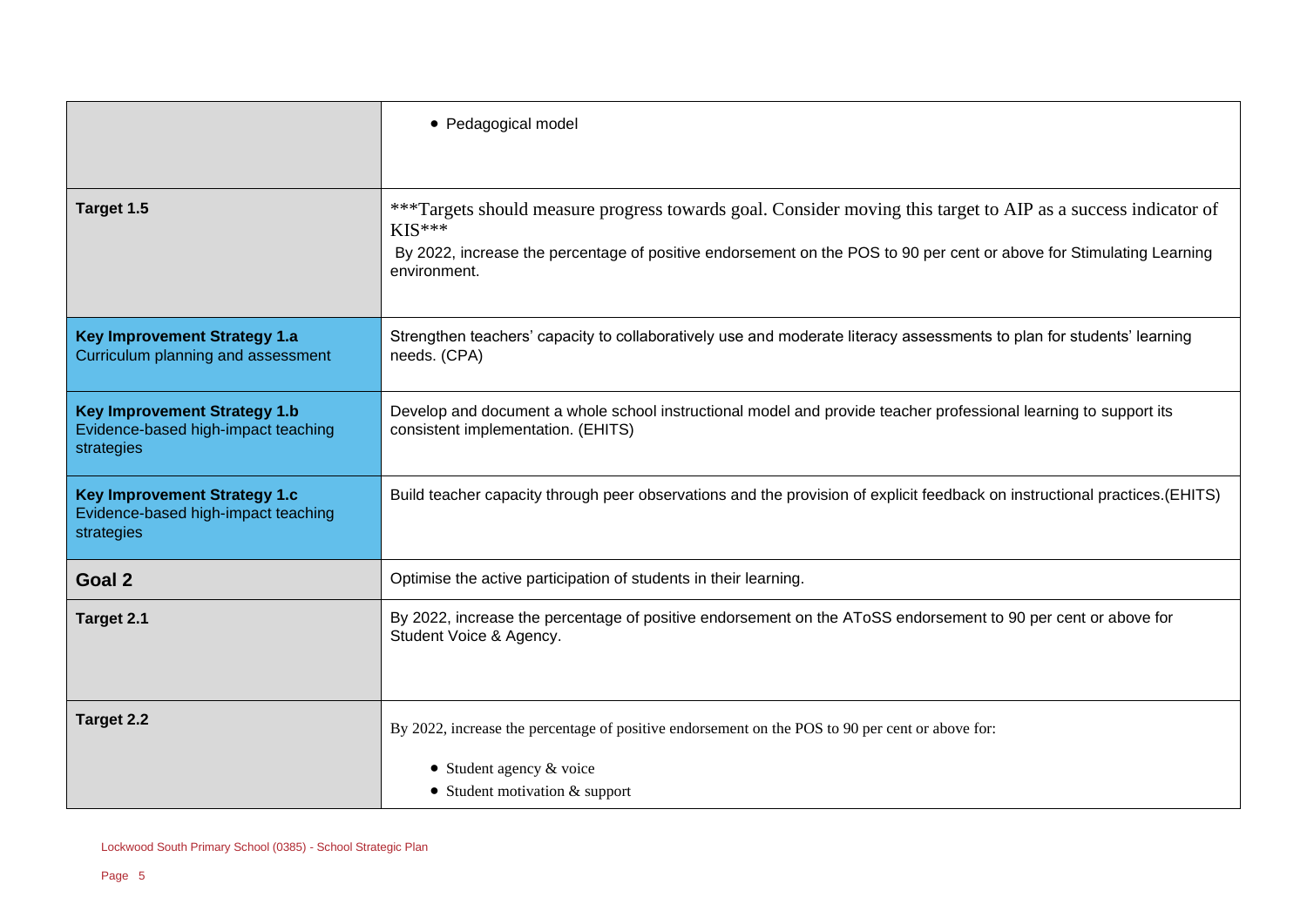| | |
|---|---|
| | • Pedagogical model |
| **Target 1.5** | ***Targets should measure progress towards goal. Consider moving this target to AIP as a success indicator of KIS***<br>By 2022, increase the percentage of positive endorsement on the POS to 90 per cent or above for Stimulating Learning environment. |
| **Key Improvement Strategy 1.a**<br>Curriculum planning and assessment | Strengthen teachers' capacity to collaboratively use and moderate literacy assessments to plan for students' learning needs. (CPA) |
| **Key Improvement Strategy 1.b**<br>Evidence-based high-impact teaching strategies | Develop and document a whole school instructional model and provide teacher professional learning to support its consistent implementation. (EHITS) |
| **Key Improvement Strategy 1.c**<br>Evidence-based high-impact teaching strategies | Build teacher capacity through peer observations and the provision of explicit feedback on instructional practices.(EHITS) |
| **Goal 2** | Optimise the active participation of students in their learning. |
| **Target 2.1** | By 2022, increase the percentage of positive endorsement on the AToSS endorsement to 90 per cent or above for Student Voice & Agency. |
| **Target 2.2** | By 2022, increase the percentage of positive endorsement on the POS to 90 per cent or above for:<br>• Student agency & voice<br>• Student motivation & support |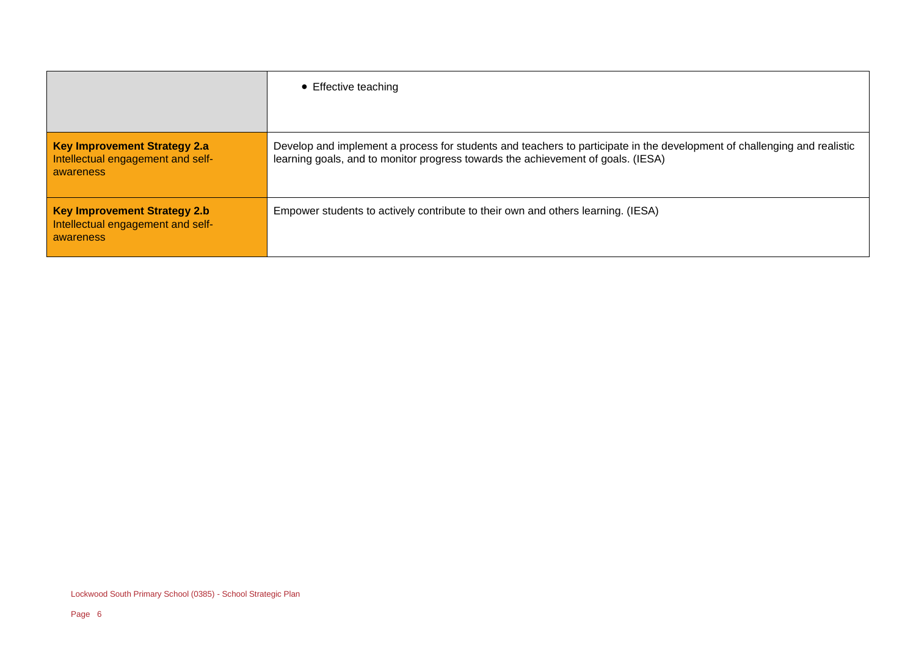| | |
|---|---|
| | • Effective teaching |
| **Key Improvement Strategy 2.a** Intellectual engagement and self-awareness | Develop and implement a process for students and teachers to participate in the development of challenging and realistic learning goals, and to monitor progress towards the achievement of goals. (IESA) |
| **Key Improvement Strategy 2.b** Intellectual engagement and self-awareness | Empower students to actively contribute to their own and others learning. (IESA) |